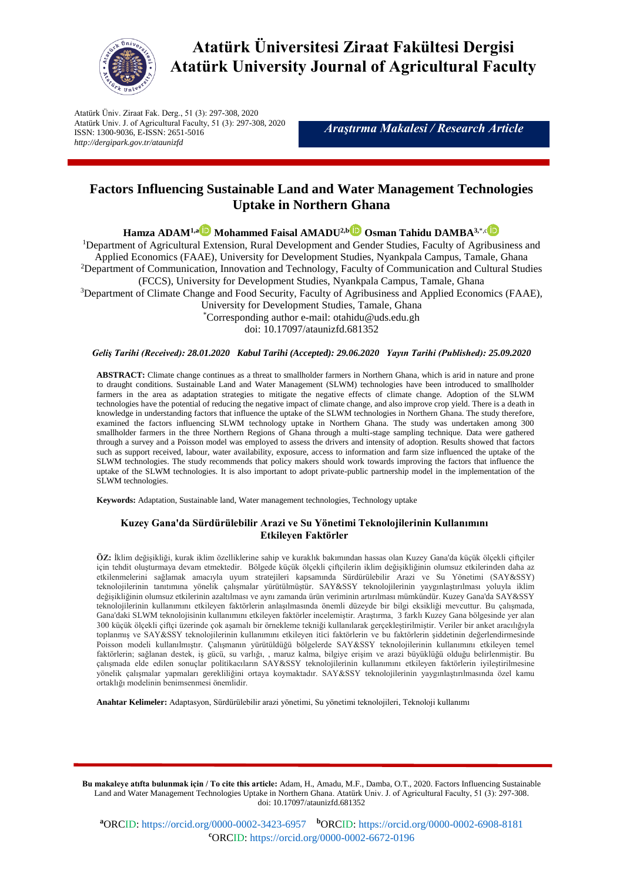# Atatürk Üniversitesi Ziraat Fakültesi Dergisi
# Atatürk University Journal of Agricultural Faculty

Atatürk Üniv. Ziraat Fak. Derg., 51 (3): 297-308, 2020
Atatürk Univ. J. of Agricultural Faculty, 51 (3): 297-308, 2020
ISSN: 1300-9036, E-ISSN: 2651-5016
*http://dergipark.gov.tr/ataunizfd*

*Araştırma Makalesi / Research Article*

## Factors Influencing Sustainable Land and Water Management Technologies Uptake in Northern Ghana

**Hamza ADAM[1,a] Mohammed Faisal AMADU[2,b] Osman Tahidu DAMBA[3,*,c]**

[1]Department of Agricultural Extension, Rural Development and Gender Studies, Faculty of Agribusiness and Applied Economics (FAAE), University for Development Studies, Nyankpala Campus, Tamale, Ghana
[2]Department of Communication, Innovation and Technology, Faculty of Communication and Cultural Studies (FCCS), University for Development Studies, Nyankpala Campus, Tamale, Ghana
[3]Department of Climate Change and Food Security, Faculty of Agribusiness and Applied Economics (FAAE), University for Development Studies, Tamale, Ghana
[*]Corresponding author e-mail: otahidu@uds.edu.gh
doi: 10.17097/ataunizfd.681352

*Geliş Tarihi (Received): 28.01.2020 Kabul Tarihi (Accepted): 29.06.2020 Yayın Tarihi (Published): 25.09.2020*

**ABSTRACT:** Climate change continues as a threat to smallholder farmers in Northern Ghana, which is arid in nature and prone to draught conditions. Sustainable Land and Water Management (SLWM) technologies have been introduced to smallholder farmers in the area as adaptation strategies to mitigate the negative effects of climate change. Adoption of the SLWM technologies have the potential of reducing the negative impact of climate change, and also improve crop yield. There is a death in knowledge in understanding factors that influence the uptake of the SLWM technologies in Northern Ghana. The study therefore, examined the factors influencing SLWM technology uptake in Northern Ghana. The study was undertaken among 300 smallholder farmers in the three Northern Regions of Ghana through a multi-stage sampling technique. Data were gathered through a survey and a Poisson model was employed to assess the drivers and intensity of adoption. Results showed that factors such as support received, labour, water availability, exposure, access to information and farm size influenced the uptake of the SLWM technologies. The study recommends that policy makers should work towards improving the factors that influence the uptake of the SLWM technologies. It is also important to adopt private-public partnership model in the implementation of the SLWM technologies.

**Keywords:** Adaptation, Sustainable land, Water management technologies, Technology uptake

## Kuzey Gana'da Sürdürülebilir Arazi ve Su Yönetimi Teknolojilerinin Kullanımını Etkileyen Faktörler

**ÖZ:** İklim değişikliği, kurak iklim özelliklerine sahip ve kuraklık bakımından hassas olan Kuzey Gana'da küçük ölçekli çiftçiler için tehdit oluşturmaya devam etmektedir. Bölgede küçük ölçekli çiftçilerin iklim değişikliğinin olumsuz etkilerinden daha az etkilenmelerini sağlamak amacıyla uyum stratejileri kapsamında Sürdürülebilir Arazi ve Su Yönetimi (SAY&SSY) teknolojilerinin tanıtımına yönelik çalışmalar yürütülmüştür. SAY&SSY teknolojilerinin yaygınlaştırılması yoluyla iklim değişikliğinin olumsuz etkilerinin azaltılması ve aynı zamanda ürün veriminin artırılması mümkündür. Kuzey Gana'da SAY&SSY teknolojilerinin kullanımını etkileyen faktörlerin anlaşılmasında önemli düzeyde bir bilgi eksikliği mevcuttur. Bu çalışmada, Gana'daki SLWM teknolojisinin kullanımını etkileyen faktörler incelemiştir. Araştırma, 3 farklı Kuzey Gana bölgesinde yer alan 300 küçük ölçekli çiftçi üzerinde çok aşamalı bir örnekleme tekniği kullanılarak gerçekleştirilmiştir. Veriler bir anket aracılığıyla toplanmış ve SAY&SSY teknolojilerinin kullanımını etkileyen itici faktörlerin ve bu faktörlerin şiddetinin değerlendirmesinde Poisson modeli kullanılmıştır. Çalışmanın yürütüldüğü bölgelerde SAY&SSY teknolojilerinin kullanımını etkileyen temel faktörlerin; sağlanan destek, iş gücü, su varlığı, , maruz kalma, bilgiye erişim ve arazi büyüklüğü olduğu belirlenmiştir. Bu çalışmada elde edilen sonuçlar politikacıların SAY&SSY teknolojilerinin kullanımını etkileyen faktörlerin iyileştirilmesine yönelik çalışmalar yapmaları gerekliliğini ortaya koymaktadır. SAY&SSY teknolojilerinin yaygınlaştırılmasında özel kamu ortaklığı modelinin benimsenmesi önemlidir.

**Anahtar Kelimeler:** Adaptasyon, Sürdürülebilir arazi yönetimi, Su yönetimi teknolojileri, Teknoloji kullanımı

**Bu makaleye atıfta bulunmak için / To cite this article:** Adam, H., Amadu, M.F., Damba, O.T., 2020. Factors Influencing Sustainable Land and Water Management Technologies Uptake in Northern Ghana. Atatürk Univ. J. of Agricultural Faculty, 51 (3): 297-308. doi: 10.17097/ataunizfd.681352

[a]ORCID: https://orcid.org/0000-0002-3423-6957 [b]ORCID: https://orcid.org/0000-0002-6908-8181
[c]ORCID: https://orcid.org/0000-0002-6672-0196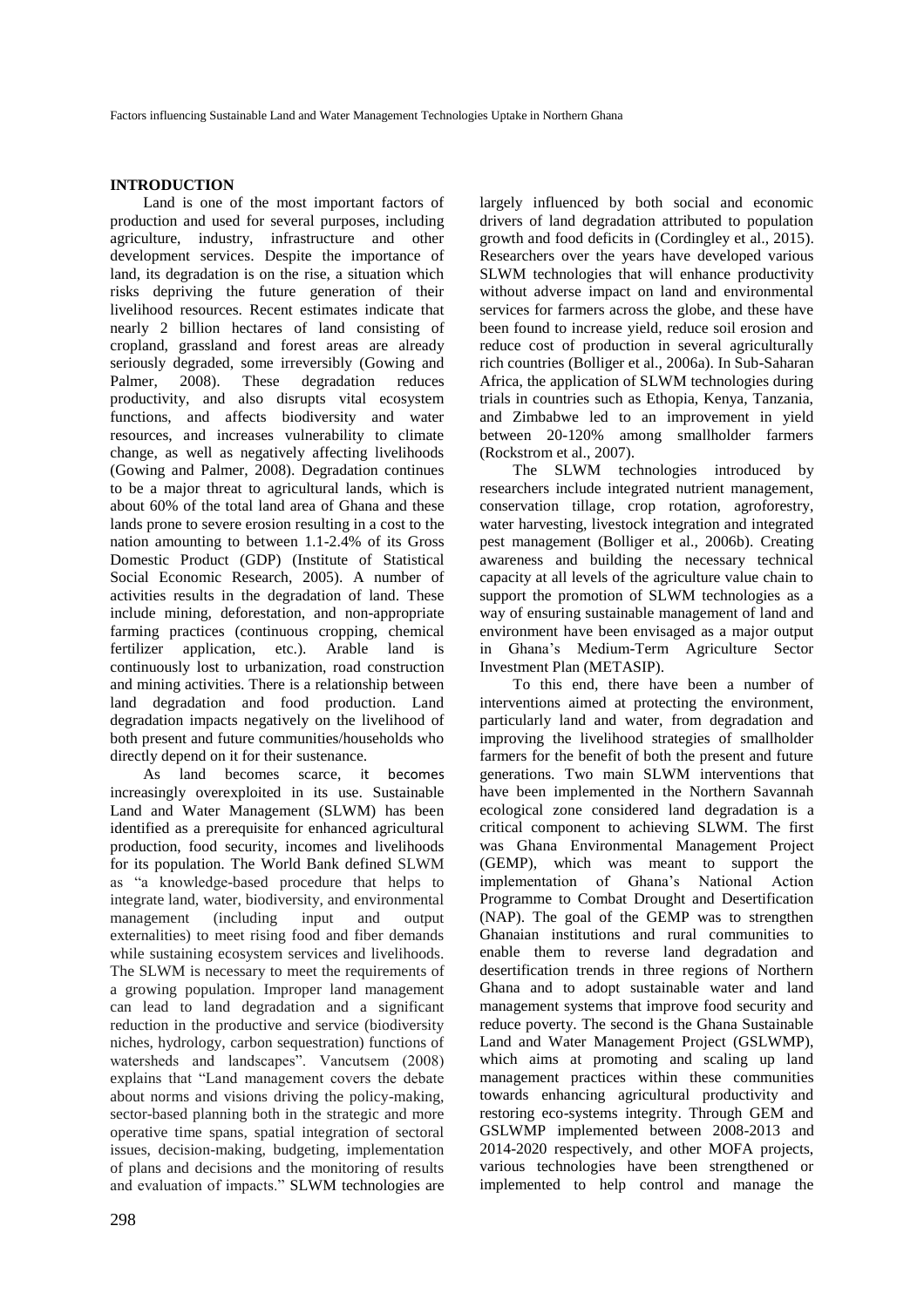## INTRODUCTION

Land is one of the most important factors of production and used for several purposes, including agriculture, industry, infrastructure and other development services. Despite the importance of land, its degradation is on the rise, a situation which risks depriving the future generation of their livelihood resources. Recent estimates indicate that nearly 2 billion hectares of land consisting of cropland, grassland and forest areas are already seriously degraded, some irreversibly (Gowing and Palmer, 2008). These degradation reduces productivity, and also disrupts vital ecosystem functions, and affects biodiversity and water resources, and increases vulnerability to climate change, as well as negatively affecting livelihoods (Gowing and Palmer, 2008). Degradation continues to be a major threat to agricultural lands, which is about 60% of the total land area of Ghana and these lands prone to severe erosion resulting in a cost to the nation amounting to between 1.1-2.4% of its Gross Domestic Product (GDP) (Institute of Statistical Social Economic Research, 2005). A number of activities results in the degradation of land. These include mining, deforestation, and non-appropriate farming practices (continuous cropping, chemical fertilizer application, etc.). Arable land is continuously lost to urbanization, road construction and mining activities. There is a relationship between land degradation and food production. Land degradation impacts negatively on the livelihood of both present and future communities/households who directly depend on it for their sustenance.

As land becomes scarce, it becomes increasingly overexploited in its use. Sustainable Land and Water Management (SLWM) has been identified as a prerequisite for enhanced agricultural production, food security, incomes and livelihoods for its population. The World Bank defined SLWM as "a knowledge-based procedure that helps to integrate land, water, biodiversity, and environmental management (including input and output externalities) to meet rising food and fiber demands while sustaining ecosystem services and livelihoods. The SLWM is necessary to meet the requirements of a growing population. Improper land management can lead to land degradation and a significant reduction in the productive and service (biodiversity niches, hydrology, carbon sequestration) functions of watersheds and landscapes". Vancutsem (2008) explains that "Land management covers the debate about norms and visions driving the policy-making, sector-based planning both in the strategic and more operative time spans, spatial integration of sectoral issues, decision-making, budgeting, implementation of plans and decisions and the monitoring of results and evaluation of impacts." SLWM technologies are largely influenced by both social and economic drivers of land degradation attributed to population growth and food deficits in (Cordingley et al., 2015). Researchers over the years have developed various SLWM technologies that will enhance productivity without adverse impact on land and environmental services for farmers across the globe, and these have been found to increase yield, reduce soil erosion and reduce cost of production in several agriculturally rich countries (Bolliger et al., 2006a). In Sub-Saharan Africa, the application of SLWM technologies during trials in countries such as Ethopia, Kenya, Tanzania, and Zimbabwe led to an improvement in yield between 20-120% among smallholder farmers (Rockstrom et al., 2007).

The SLWM technologies introduced by researchers include integrated nutrient management, conservation tillage, crop rotation, agroforestry, water harvesting, livestock integration and integrated pest management (Bolliger et al., 2006b). Creating awareness and building the necessary technical capacity at all levels of the agriculture value chain to support the promotion of SLWM technologies as a way of ensuring sustainable management of land and environment have been envisaged as a major output in Ghana's Medium-Term Agriculture Sector Investment Plan (METASIP).

To this end, there have been a number of interventions aimed at protecting the environment, particularly land and water, from degradation and improving the livelihood strategies of smallholder farmers for the benefit of both the present and future generations. Two main SLWM interventions that have been implemented in the Northern Savannah ecological zone considered land degradation is a critical component to achieving SLWM. The first was Ghana Environmental Management Project (GEMP), which was meant to support the implementation of Ghana's National Action Programme to Combat Drought and Desertification (NAP). The goal of the GEMP was to strengthen Ghanaian institutions and rural communities to enable them to reverse land degradation and desertification trends in three regions of Northern Ghana and to adopt sustainable water and land management systems that improve food security and reduce poverty. The second is the Ghana Sustainable Land and Water Management Project (GSLWMP), which aims at promoting and scaling up land management practices within these communities towards enhancing agricultural productivity and restoring eco-systems integrity. Through GEM and GSLWMP implemented between 2008-2013 and 2014-2020 respectively, and other MOFA projects, various technologies have been strengthened or implemented to help control and manage the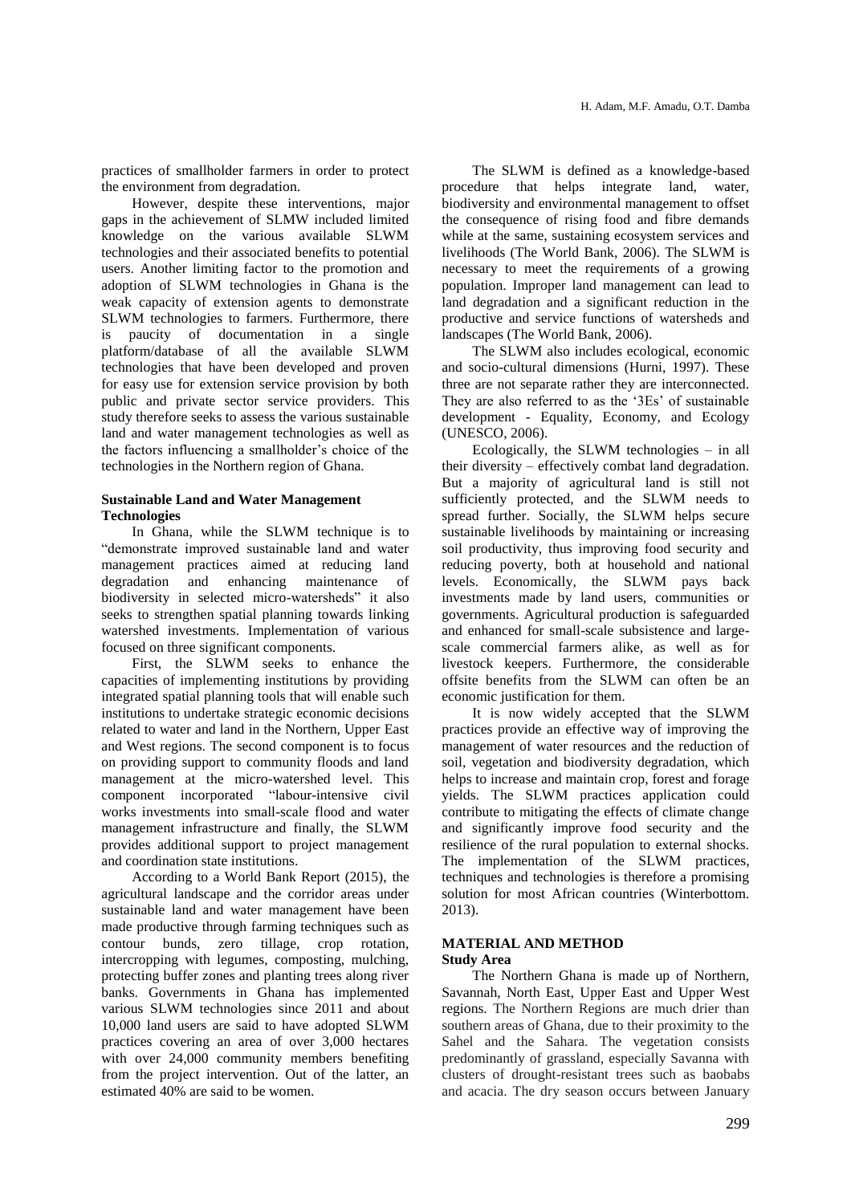practices of smallholder farmers in order to protect the environment from degradation.

However, despite these interventions, major gaps in the achievement of SLMW included limited knowledge on the various available SLWM technologies and their associated benefits to potential users. Another limiting factor to the promotion and adoption of SLWM technologies in Ghana is the weak capacity of extension agents to demonstrate SLWM technologies to farmers. Furthermore, there is paucity of documentation in a single platform/database of all the available SLWM technologies that have been developed and proven for easy use for extension service provision by both public and private sector service providers. This study therefore seeks to assess the various sustainable land and water management technologies as well as the factors influencing a smallholder's choice of the technologies in the Northern region of Ghana.

**Sustainable Land and Water Management Technologies**

In Ghana, while the SLWM technique is to "demonstrate improved sustainable land and water management practices aimed at reducing land degradation and enhancing maintenance of biodiversity in selected micro-watersheds" it also seeks to strengthen spatial planning towards linking watershed investments. Implementation of various focused on three significant components.

First, the SLWM seeks to enhance the capacities of implementing institutions by providing integrated spatial planning tools that will enable such institutions to undertake strategic economic decisions related to water and land in the Northern, Upper East and West regions. The second component is to focus on providing support to community floods and land management at the micro-watershed level. This component incorporated "labour-intensive civil works investments into small-scale flood and water management infrastructure and finally, the SLWM provides additional support to project management and coordination state institutions.

According to a World Bank Report (2015), the agricultural landscape and the corridor areas under sustainable land and water management have been made productive through farming techniques such as contour bunds, zero tillage, crop rotation, intercropping with legumes, composting, mulching, protecting buffer zones and planting trees along river banks. Governments in Ghana has implemented various SLWM technologies since 2011 and about 10,000 land users are said to have adopted SLWM practices covering an area of over 3,000 hectares with over 24,000 community members benefiting from the project intervention. Out of the latter, an estimated 40% are said to be women.

The SLWM is defined as a knowledge-based procedure that helps integrate land, water, biodiversity and environmental management to offset the consequence of rising food and fibre demands while at the same, sustaining ecosystem services and livelihoods (The World Bank, 2006). The SLWM is necessary to meet the requirements of a growing population. Improper land management can lead to land degradation and a significant reduction in the productive and service functions of watersheds and landscapes (The World Bank, 2006).

The SLWM also includes ecological, economic and socio-cultural dimensions (Hurni, 1997). These three are not separate rather they are interconnected. They are also referred to as the '3Es' of sustainable development - Equality, Economy, and Ecology (UNESCO, 2006).

Ecologically, the SLWM technologies – in all their diversity – effectively combat land degradation. But a majority of agricultural land is still not sufficiently protected, and the SLWM needs to spread further. Socially, the SLWM helps secure sustainable livelihoods by maintaining or increasing soil productivity, thus improving food security and reducing poverty, both at household and national levels. Economically, the SLWM pays back investments made by land users, communities or governments. Agricultural production is safeguarded and enhanced for small-scale subsistence and large-scale commercial farmers alike, as well as for livestock keepers. Furthermore, the considerable offsite benefits from the SLWM can often be an economic justification for them.

It is now widely accepted that the SLWM practices provide an effective way of improving the management of water resources and the reduction of soil, vegetation and biodiversity degradation, which helps to increase and maintain crop, forest and forage yields. The SLWM practices application could contribute to mitigating the effects of climate change and significantly improve food security and the resilience of the rural population to external shocks. The implementation of the SLWM practices, techniques and technologies is therefore a promising solution for most African countries (Winterbottom. 2013).

## MATERIAL AND METHOD

### Study Area

The Northern Ghana is made up of Northern, Savannah, North East, Upper East and Upper West regions. The Northern Regions are much drier than southern areas of Ghana, due to their proximity to the Sahel and the Sahara. The vegetation consists predominantly of grassland, especially Savanna with clusters of drought-resistant trees such as baobabs and acacia. The dry season occurs between January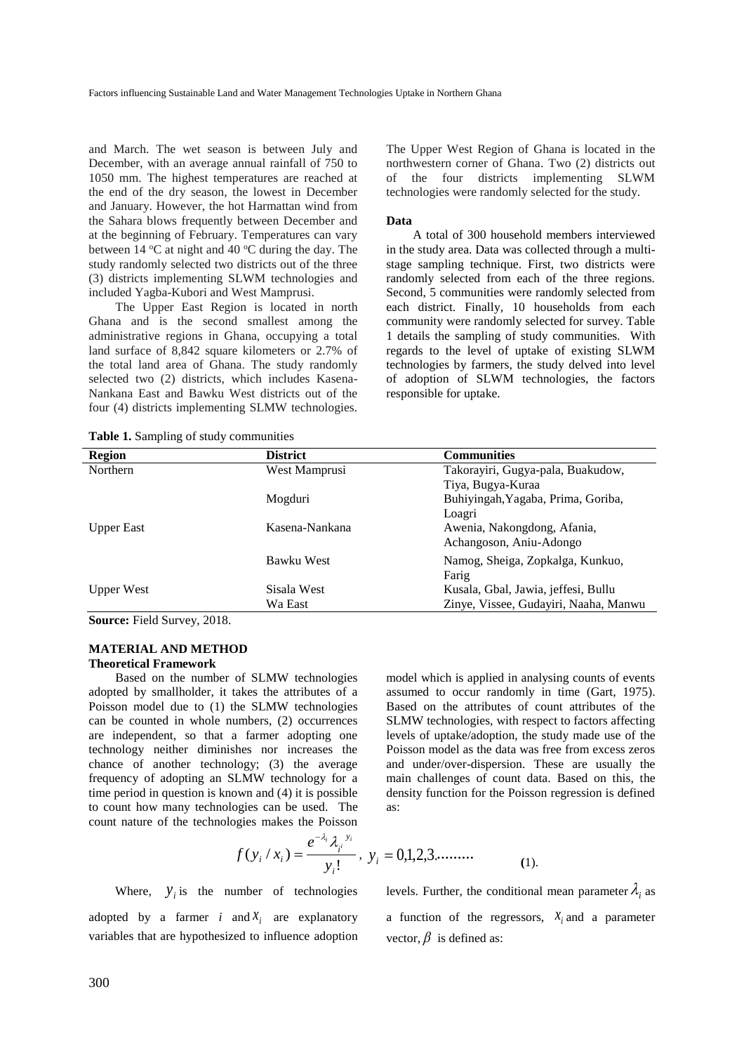and March. The wet season is between July and December, with an average annual rainfall of 750 to 1050 mm. The highest temperatures are reached at the end of the dry season, the lowest in December and January. However, the hot Harmattan wind from the Sahara blows frequently between December and at the beginning of February. Temperatures can vary between 14 °C at night and 40 °C during the day. The study randomly selected two districts out of the three (3) districts implementing SLWM technologies and included Yagba-Kubori and West Mamprusi.

The Upper East Region is located in north Ghana and is the second smallest among the administrative regions in Ghana, occupying a total land surface of 8,842 square kilometers or 2.7% of the total land area of Ghana. The study randomly selected two (2) districts, which includes Kasena-Nankana East and Bawku West districts out of the four (4) districts implementing SLMW technologies. The Upper West Region of Ghana is located in the northwestern corner of Ghana. Two (2) districts out of the four districts implementing SLWM technologies were randomly selected for the study.

**Data**

A total of 300 household members interviewed in the study area. Data was collected through a multi-stage sampling technique. First, two districts were randomly selected from each of the three regions. Second, 5 communities were randomly selected from each district. Finally, 10 households from each community were randomly selected for survey. Table 1 details the sampling of study communities. With regards to the level of uptake of existing SLWM technologies by farmers, the study delved into level of adoption of SLWM technologies, the factors responsible for uptake.

**Table 1.** Sampling of study communities

| Region | District | Communities |
|---|---|---|
| Northern | West Mamprusi | Takorayiri, Gugya-pala, Buakudow, Tiya, Bugya-Kuraa |
| | Mogduri | Buhiyingah,Yagaba, Prima, Goriba, Loagri |
| Upper East | Kasena-Nankana | Awenia, Nakongdong, Afania, Achangoson, Aniu-Adongo |
| | Bawku West | Namog, Sheiga, Zopkalga, Kunkuo, Farig |
| Upper West | Sisala West | Kusala, Gbal, Jawia, jeffesi, Bullu |
| | Wa East | Zinye, Vissee, Gudayiri, Naaha, Manwu |

**Source:** Field Survey, 2018.

## MATERIAL AND METHOD

### Theoretical Framework

Based on the number of SLMW technologies adopted by smallholder, it takes the attributes of a Poisson model due to (1) the SLMW technologies can be counted in whole numbers, (2) occurrences are independent, so that a farmer adopting one technology neither diminishes nor increases the chance of another technology; (3) the average frequency of adopting an SLMW technology for a time period in question is known and (4) it is possible to count how many technologies can be used. The count nature of the technologies makes the Poisson model which is applied in analysing counts of events assumed to occur randomly in time (Gart, 1975). Based on the attributes of count attributes of the SLMW technologies, with respect to factors affecting levels of uptake/adoption, the study made use of the Poisson model as the data was free from excess zeros and under/over-dispersion. These are usually the main challenges of count data. Based on this, the density function for the Poisson regression is defined as:

$$f(y_i / x_i) = \frac{e^{-\lambda_i} \lambda_{i^i}^{y_i}}{y_i!}, \; y_i = 0,1,2,3......... \quad (1).$$

Where, $y_i$ is the number of technologies adopted by a farmer $i$ and $x_i$ are explanatory variables that are hypothesized to influence adoption levels. Further, the conditional mean parameter $\lambda_i$ as a function of the regressors, $x_i$ and a parameter vector, $\beta$ is defined as: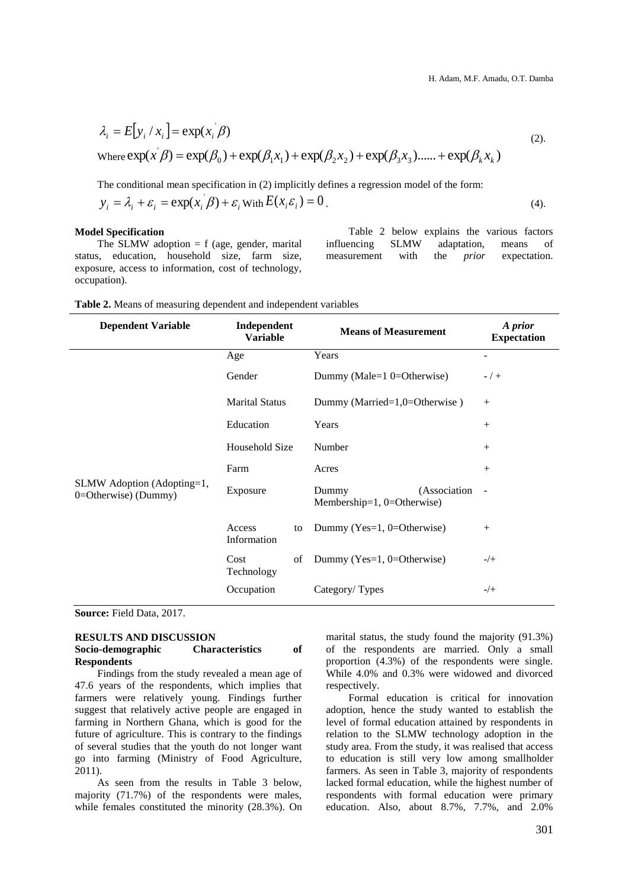$$\lambda_i = E[y_i / x_i] = \exp(x_i^{'} \beta)$$
$$\text{Where } \exp(x^{'} \beta) = \exp(\beta_0) + \exp(\beta_1 x_1) + \exp(\beta_2 x_2) + \exp(\beta_3 x_3)...... + \exp(\beta_k x_k) \quad (2).$$

The conditional mean specification in (2) implicitly defines a regression model of the form:

$$y_i = \lambda_i + \varepsilon_i = \exp(x_i^{'} \beta) + \varepsilon_i \text{ With } E(x_i \varepsilon_i) = 0. \quad (4).$$

**Model Specification**

The SLMW adoption = f (age, gender, marital status, education, household size, farm size, exposure, access to information, cost of technology, occupation).

Table 2 below explains the various factors influencing SLMW adaptation, means of measurement with the *prior* expectation.

**Table 2.** Means of measuring dependent and independent variables

| Dependent Variable | Independent Variable | Means of Measurement | *A prior* Expectation |
|---|---|---|---|
| SLMW Adoption (Adopting=1, 0=Otherwise) (Dummy) | Age | Years | - |
| | Gender | Dummy (Male=1 0=Otherwise) | - / + |
| | Marital Status | Dummy (Married=1,0=Otherwise ) | + |
| | Education | Years | + |
| | Household Size | Number | + |
| | Farm | Acres | + |
| | Exposure | Dummy (Association Membership=1, 0=Otherwise) | - |
| | Access to Information | Dummy (Yes=1, 0=Otherwise) | + |
| | Cost of Technology | Dummy (Yes=1, 0=Otherwise) | -/+ |
| | Occupation | Category/ Types | -/+ |

**Source:** Field Data, 2017.

## RESULTS AND DISCUSSION

### Socio-demographic Characteristics of Respondents

Findings from the study revealed a mean age of 47.6 years of the respondents, which implies that farmers were relatively young. Findings further suggest that relatively active people are engaged in farming in Northern Ghana, which is good for the future of agriculture. This is contrary to the findings of several studies that the youth do not longer want go into farming (Ministry of Food Agriculture, 2011).

As seen from the results in Table 3 below, majority (71.7%) of the respondents were males, while females constituted the minority (28.3%). On marital status, the study found the majority (91.3%) of the respondents are married. Only a small proportion (4.3%) of the respondents were single. While 4.0% and 0.3% were widowed and divorced respectively.

Formal education is critical for innovation adoption, hence the study wanted to establish the level of formal education attained by respondents in relation to the SLMW technology adoption in the study area. From the study, it was realised that access to education is still very low among smallholder farmers. As seen in Table 3, majority of respondents lacked formal education, while the highest number of respondents with formal education were primary education. Also, about 8.7%, 7.7%, and 2.0%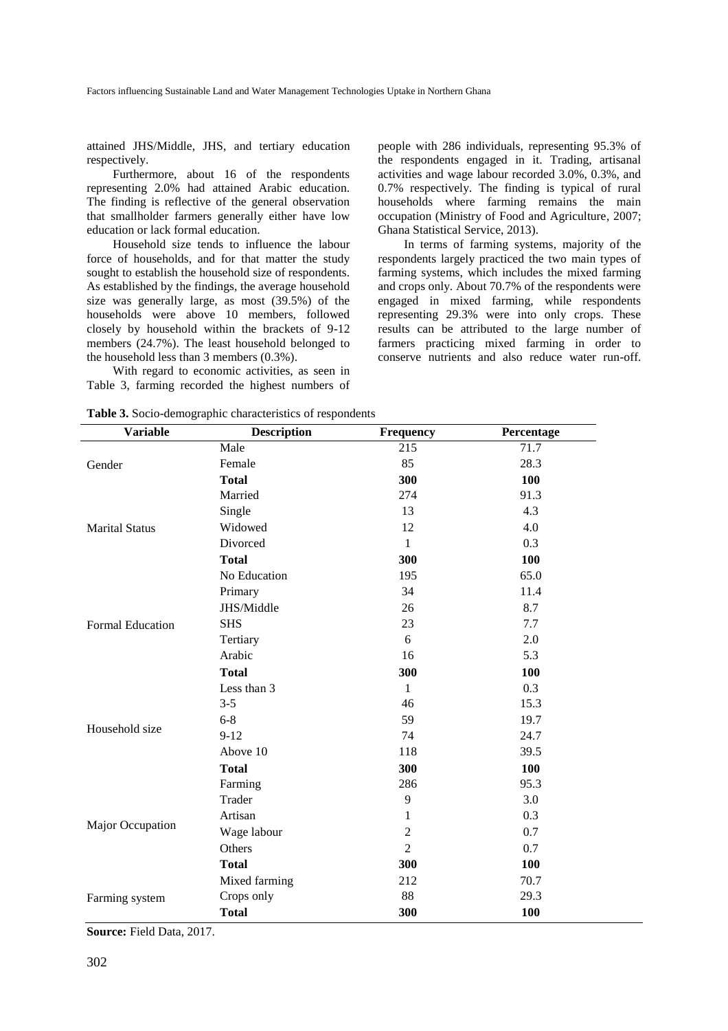attained JHS/Middle, JHS, and tertiary education respectively.

Furthermore, about 16 of the respondents representing 2.0% had attained Arabic education. The finding is reflective of the general observation that smallholder farmers generally either have low education or lack formal education.

Household size tends to influence the labour force of households, and for that matter the study sought to establish the household size of respondents. As established by the findings, the average household size was generally large, as most (39.5%) of the households were above 10 members, followed closely by household within the brackets of 9-12 members (24.7%). The least household belonged to the household less than 3 members (0.3%).

With regard to economic activities, as seen in Table 3, farming recorded the highest numbers of people with 286 individuals, representing 95.3% of the respondents engaged in it. Trading, artisanal activities and wage labour recorded 3.0%, 0.3%, and 0.7% respectively. The finding is typical of rural households where farming remains the main occupation (Ministry of Food and Agriculture, 2007; Ghana Statistical Service, 2013).

In terms of farming systems, majority of the respondents largely practiced the two main types of farming systems, which includes the mixed farming and crops only. About 70.7% of the respondents were engaged in mixed farming, while respondents representing 29.3% were into only crops. These results can be attributed to the large number of farmers practicing mixed farming in order to conserve nutrients and also reduce water run-off.

**Table 3.** Socio-demographic characteristics of respondents

| Variable | Description | Frequency | Percentage |
|---|---|---|---|
| Gender | Male | 215 | 71.7 |
| | Female | 85 | 28.3 |
| | **Total** | **300** | **100** |
| Marital Status | Married | 274 | 91.3 |
| | Single | 13 | 4.3 |
| | Widowed | 12 | 4.0 |
| | Divorced | 1 | 0.3 |
| | **Total** | **300** | **100** |
| Formal Education | No Education | 195 | 65.0 |
| | Primary | 34 | 11.4 |
| | JHS/Middle | 26 | 8.7 |
| | SHS | 23 | 7.7 |
| | Tertiary | 6 | 2.0 |
| | Arabic | 16 | 5.3 |
| | **Total** | **300** | **100** |
| Household size | Less than 3 | 1 | 0.3 |
| | 3-5 | 46 | 15.3 |
| | 6-8 | 59 | 19.7 |
| | 9-12 | 74 | 24.7 |
| | Above 10 | 118 | 39.5 |
| | **Total** | **300** | **100** |
| Major Occupation | Farming | 286 | 95.3 |
| | Trader | 9 | 3.0 |
| | Artisan | 1 | 0.3 |
| | Wage labour | 2 | 0.7 |
| | Others | 2 | 0.7 |
| | **Total** | **300** | **100** |
| Farming system | Mixed farming | 212 | 70.7 |
| | Crops only | 88 | 29.3 |
| | **Total** | **300** | **100** |

**Source:** Field Data, 2017.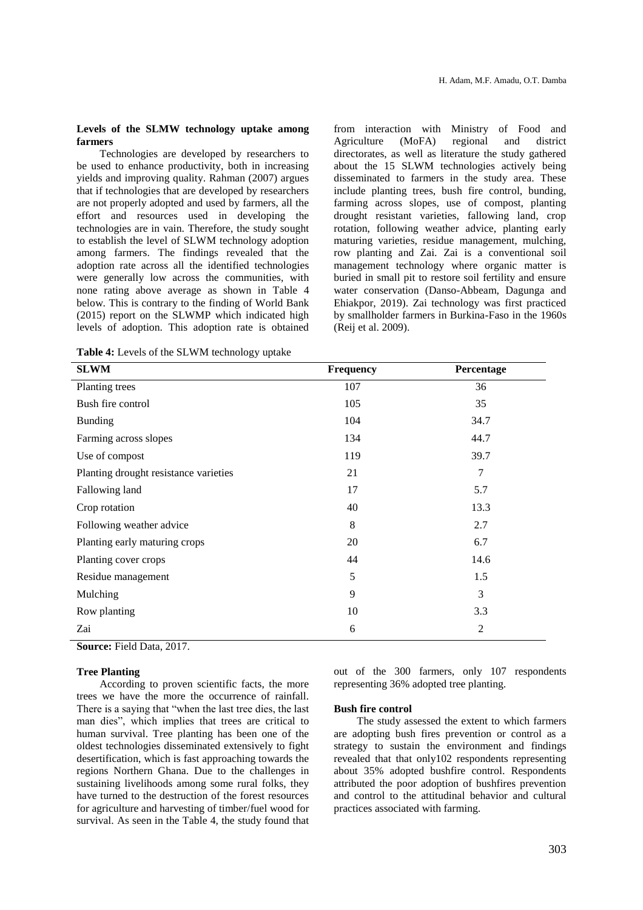### Levels of the SLMW technology uptake among farmers

Technologies are developed by researchers to be used to enhance productivity, both in increasing yields and improving quality. Rahman (2007) argues that if technologies that are developed by researchers are not properly adopted and used by farmers, all the effort and resources used in developing the technologies are in vain. Therefore, the study sought to establish the level of SLWM technology adoption among farmers. The findings revealed that the adoption rate across all the identified technologies were generally low across the communities, with none rating above average as shown in Table 4 below. This is contrary to the finding of World Bank (2015) report on the SLWMP which indicated high levels of adoption. This adoption rate is obtained from interaction with Ministry of Food and Agriculture (MoFA) regional and district directorates, as well as literature the study gathered about the 15 SLWM technologies actively being disseminated to farmers in the study area. These include planting trees, bush fire control, bunding, farming across slopes, use of compost, planting drought resistant varieties, fallowing land, crop rotation, following weather advice, planting early maturing varieties, residue management, mulching, row planting and Zai. Zai is a conventional soil management technology where organic matter is buried in small pit to restore soil fertility and ensure water conservation (Danso-Abbeam, Dagunga and Ehiakpor, 2019). Zai technology was first practiced by smallholder farmers in Burkina-Faso in the 1960s (Reij et al. 2009).

**Table 4:** Levels of the SLWM technology uptake

| SLWM | Frequency | Percentage |
|---|---|---|
| Planting trees | 107 | 36 |
| Bush fire control | 105 | 35 |
| Bunding | 104 | 34.7 |
| Farming across slopes | 134 | 44.7 |
| Use of compost | 119 | 39.7 |
| Planting drought resistance varieties | 21 | 7 |
| Fallowing land | 17 | 5.7 |
| Crop rotation | 40 | 13.3 |
| Following weather advice | 8 | 2.7 |
| Planting early maturing crops | 20 | 6.7 |
| Planting cover crops | 44 | 14.6 |
| Residue management | 5 | 1.5 |
| Mulching | 9 | 3 |
| Row planting | 10 | 3.3 |
| Zai | 6 | 2 |

**Source:** Field Data, 2017.

#### Tree Planting

According to proven scientific facts, the more trees we have the more the occurrence of rainfall. There is a saying that "when the last tree dies, the last man dies", which implies that trees are critical to human survival. Tree planting has been one of the oldest technologies disseminated extensively to fight desertification, which is fast approaching towards the regions Northern Ghana. Due to the challenges in sustaining livelihoods among some rural folks, they have turned to the destruction of the forest resources for agriculture and harvesting of timber/fuel wood for survival. As seen in the Table 4, the study found that out of the 300 farmers, only 107 respondents representing 36% adopted tree planting.

#### Bush fire control

The study assessed the extent to which farmers are adopting bush fires prevention or control as a strategy to sustain the environment and findings revealed that that only102 respondents representing about 35% adopted bushfire control. Respondents attributed the poor adoption of bushfires prevention and control to the attitudinal behavior and cultural practices associated with farming.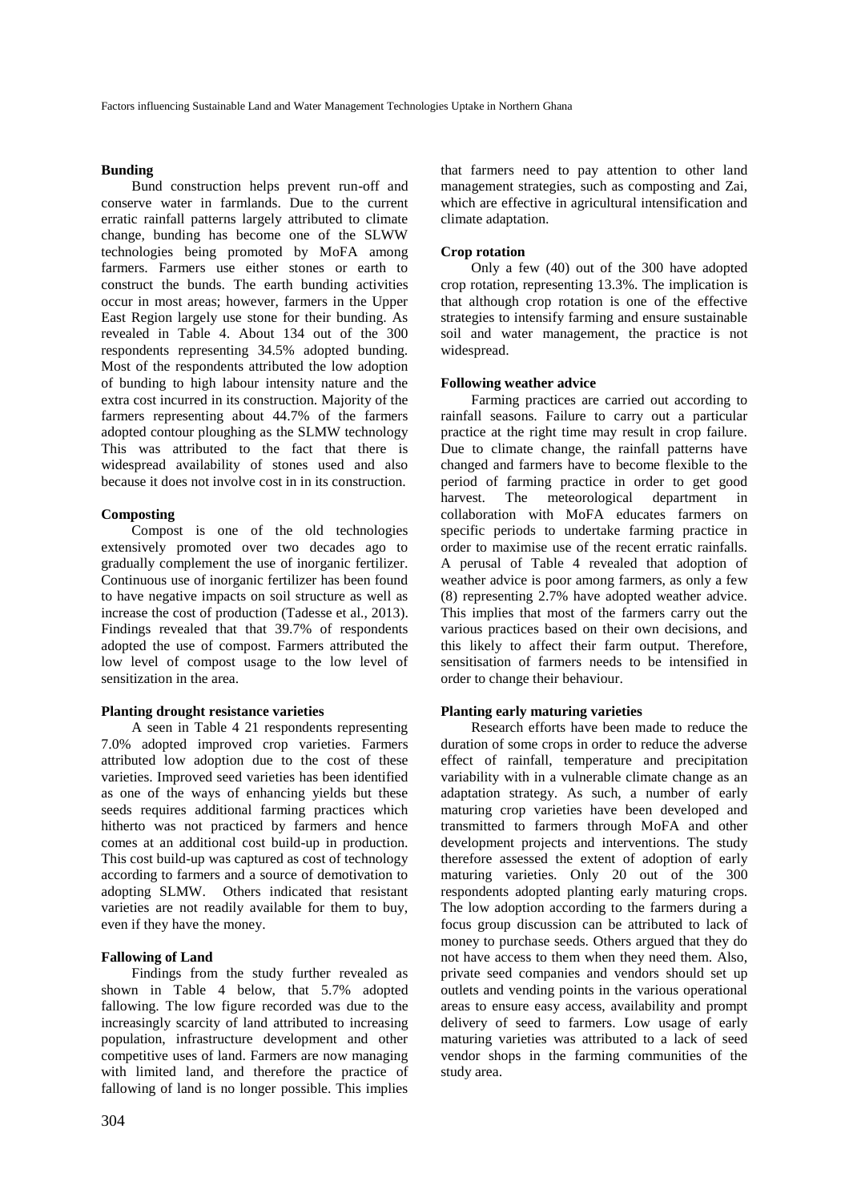**Bunding**

Bund construction helps prevent run-off and conserve water in farmlands. Due to the current erratic rainfall patterns largely attributed to climate change, bunding has become one of the SLWW technologies being promoted by MoFA among farmers. Farmers use either stones or earth to construct the bunds. The earth bunding activities occur in most areas; however, farmers in the Upper East Region largely use stone for their bunding. As revealed in Table 4. About 134 out of the 300 respondents representing 34.5% adopted bunding. Most of the respondents attributed the low adoption of bunding to high labour intensity nature and the extra cost incurred in its construction. Majority of the farmers representing about 44.7% of the farmers adopted contour ploughing as the SLMW technology This was attributed to the fact that there is widespread availability of stones used and also because it does not involve cost in in its construction.

**Composting**

Compost is one of the old technologies extensively promoted over two decades ago to gradually complement the use of inorganic fertilizer. Continuous use of inorganic fertilizer has been found to have negative impacts on soil structure as well as increase the cost of production (Tadesse et al., 2013). Findings revealed that that 39.7% of respondents adopted the use of compost. Farmers attributed the low level of compost usage to the low level of sensitization in the area.

**Planting drought resistance varieties**

A seen in Table 4 21 respondents representing 7.0% adopted improved crop varieties. Farmers attributed low adoption due to the cost of these varieties. Improved seed varieties has been identified as one of the ways of enhancing yields but these seeds requires additional farming practices which hitherto was not practiced by farmers and hence comes at an additional cost build-up in production. This cost build-up was captured as cost of technology according to farmers and a source of demotivation to adopting SLMW. Others indicated that resistant varieties are not readily available for them to buy, even if they have the money.

**Fallowing of Land**

Findings from the study further revealed as shown in Table 4 below, that 5.7% adopted fallowing. The low figure recorded was due to the increasingly scarcity of land attributed to increasing population, infrastructure development and other competitive uses of land. Farmers are now managing with limited land, and therefore the practice of fallowing of land is no longer possible. This implies that farmers need to pay attention to other land management strategies, such as composting and Zai, which are effective in agricultural intensification and climate adaptation.

**Crop rotation**

Only a few (40) out of the 300 have adopted crop rotation, representing 13.3%. The implication is that although crop rotation is one of the effective strategies to intensify farming and ensure sustainable soil and water management, the practice is not widespread.

**Following weather advice**

Farming practices are carried out according to rainfall seasons. Failure to carry out a particular practice at the right time may result in crop failure. Due to climate change, the rainfall patterns have changed and farmers have to become flexible to the period of farming practice in order to get good harvest. The meteorological department in collaboration with MoFA educates farmers on specific periods to undertake farming practice in order to maximise use of the recent erratic rainfalls. A perusal of Table 4 revealed that adoption of weather advice is poor among farmers, as only a few (8) representing 2.7% have adopted weather advice. This implies that most of the farmers carry out the various practices based on their own decisions, and this likely to affect their farm output. Therefore, sensitisation of farmers needs to be intensified in order to change their behaviour.

**Planting early maturing varieties**

Research efforts have been made to reduce the duration of some crops in order to reduce the adverse effect of rainfall, temperature and precipitation variability with in a vulnerable climate change as an adaptation strategy. As such, a number of early maturing crop varieties have been developed and transmitted to farmers through MoFA and other development projects and interventions. The study therefore assessed the extent of adoption of early maturing varieties. Only 20 out of the 300 respondents adopted planting early maturing crops. The low adoption according to the farmers during a focus group discussion can be attributed to lack of money to purchase seeds. Others argued that they do not have access to them when they need them. Also, private seed companies and vendors should set up outlets and vending points in the various operational areas to ensure easy access, availability and prompt delivery of seed to farmers. Low usage of early maturing varieties was attributed to a lack of seed vendor shops in the farming communities of the study area.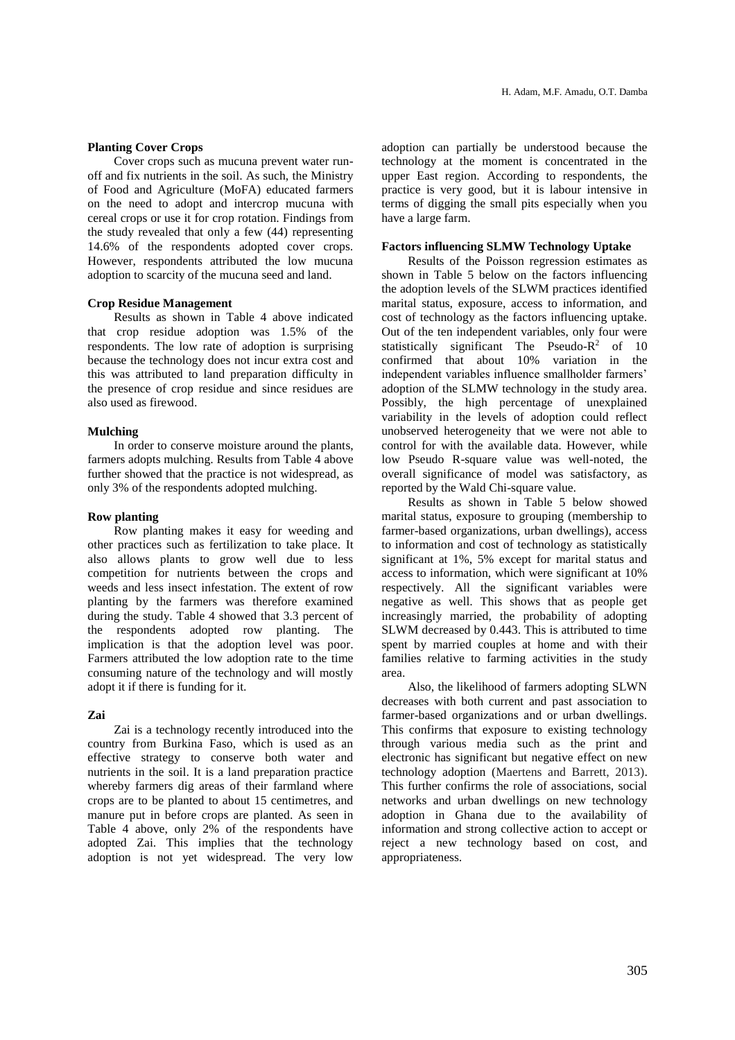**Planting Cover Crops**

Cover crops such as mucuna prevent water run-off and fix nutrients in the soil. As such, the Ministry of Food and Agriculture (MoFA) educated farmers on the need to adopt and intercrop mucuna with cereal crops or use it for crop rotation. Findings from the study revealed that only a few (44) representing 14.6% of the respondents adopted cover crops. However, respondents attributed the low mucuna adoption to scarcity of the mucuna seed and land.

**Crop Residue Management**

Results as shown in Table 4 above indicated that crop residue adoption was 1.5% of the respondents. The low rate of adoption is surprising because the technology does not incur extra cost and this was attributed to land preparation difficulty in the presence of crop residue and since residues are also used as firewood.

**Mulching**

In order to conserve moisture around the plants, farmers adopts mulching. Results from Table 4 above further showed that the practice is not widespread, as only 3% of the respondents adopted mulching.

**Row planting**

Row planting makes it easy for weeding and other practices such as fertilization to take place. It also allows plants to grow well due to less competition for nutrients between the crops and weeds and less insect infestation. The extent of row planting by the farmers was therefore examined during the study. Table 4 showed that 3.3 percent of the respondents adopted row planting. The implication is that the adoption level was poor. Farmers attributed the low adoption rate to the time consuming nature of the technology and will mostly adopt it if there is funding for it.

**Zai**

Zai is a technology recently introduced into the country from Burkina Faso, which is used as an effective strategy to conserve both water and nutrients in the soil. It is a land preparation practice whereby farmers dig areas of their farmland where crops are to be planted to about 15 centimetres, and manure put in before crops are planted. As seen in Table 4 above, only 2% of the respondents have adopted Zai. This implies that the technology adoption is not yet widespread. The very low adoption can partially be understood because the technology at the moment is concentrated in the upper East region. According to respondents, the practice is very good, but it is labour intensive in terms of digging the small pits especially when you have a large farm.

**Factors influencing SLMW Technology Uptake**

Results of the Poisson regression estimates as shown in Table 5 below on the factors influencing the adoption levels of the SLWM practices identified marital status, exposure, access to information, and cost of technology as the factors influencing uptake. Out of the ten independent variables, only four were statistically significant The Pseudo-$R^2$ of 10 confirmed that about 10% variation in the independent variables influence smallholder farmers' adoption of the SLMW technology in the study area. Possibly, the high percentage of unexplained variability in the levels of adoption could reflect unobserved heterogeneity that we were not able to control for with the available data. However, while low Pseudo R-square value was well-noted, the overall significance of model was satisfactory, as reported by the Wald Chi-square value.

Results as shown in Table 5 below showed marital status, exposure to grouping (membership to farmer-based organizations, urban dwellings), access to information and cost of technology as statistically significant at 1%, 5% except for marital status and access to information, which were significant at 10% respectively. All the significant variables were negative as well. This shows that as people get increasingly married, the probability of adopting SLWM decreased by 0.443. This is attributed to time spent by married couples at home and with their families relative to farming activities in the study area.

Also, the likelihood of farmers adopting SLWN decreases with both current and past association to farmer-based organizations and or urban dwellings. This confirms that exposure to existing technology through various media such as the print and electronic has significant but negative effect on new technology adoption (Maertens and Barrett, 2013). This further confirms the role of associations, social networks and urban dwellings on new technology adoption in Ghana due to the availability of information and strong collective action to accept or reject a new technology based on cost, and appropriateness.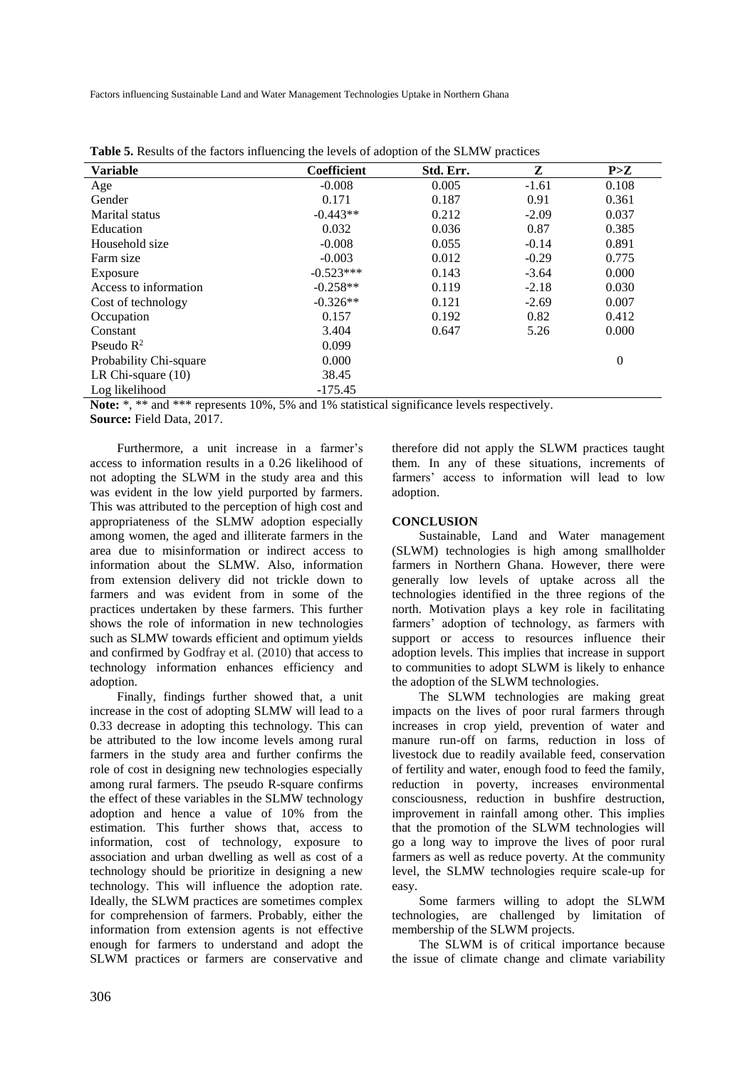**Table 5.** Results of the factors influencing the levels of adoption of the SLMW practices

| Variable | Coefficient | Std. Err. | Z | P>Z |
|---|---|---|---|---|
| Age | -0.008 | 0.005 | -1.61 | 0.108 |
| Gender | 0.171 | 0.187 | 0.91 | 0.361 |
| Marital status | -0.443** | 0.212 | -2.09 | 0.037 |
| Education | 0.032 | 0.036 | 0.87 | 0.385 |
| Household size | -0.008 | 0.055 | -0.14 | 0.891 |
| Farm size | -0.003 | 0.012 | -0.29 | 0.775 |
| Exposure | -0.523*** | 0.143 | -3.64 | 0.000 |
| Access to information | -0.258** | 0.119 | -2.18 | 0.030 |
| Cost of technology | -0.326** | 0.121 | -2.69 | 0.007 |
| Occupation | 0.157 | 0.192 | 0.82 | 0.412 |
| Constant | 3.404 | 0.647 | 5.26 | 0.000 |
| Pseudo $R^2$ | 0.099 | | | |
| Probability Chi-square | 0.000 | | | 0 |
| LR Chi-square (10) | 38.45 | | | |
| Log likelihood | -175.45 | | | |

**Note:** *, ** and *** represents 10%, 5% and 1% statistical significance levels respectively.
**Source:** Field Data, 2017.

Furthermore, a unit increase in a farmer's access to information results in a 0.26 likelihood of not adopting the SLWM in the study area and this was evident in the low yield purported by farmers. This was attributed to the perception of high cost and appropriateness of the SLMW adoption especially among women, the aged and illiterate farmers in the area due to misinformation or indirect access to information about the SLMW. Also, information from extension delivery did not trickle down to farmers and was evident from in some of the practices undertaken by these farmers. This further shows the role of information in new technologies such as SLMW towards efficient and optimum yields and confirmed by Godfray et al. (2010) that access to technology information enhances efficiency and adoption.

Finally, findings further showed that, a unit increase in the cost of adopting SLMW will lead to a 0.33 decrease in adopting this technology. This can be attributed to the low income levels among rural farmers in the study area and further confirms the role of cost in designing new technologies especially among rural farmers. The pseudo R-square confirms the effect of these variables in the SLMW technology adoption and hence a value of 10% from the estimation. This further shows that, access to information, cost of technology, exposure to association and urban dwelling as well as cost of a technology should be prioritize in designing a new technology. This will influence the adoption rate. Ideally, the SLWM practices are sometimes complex for comprehension of farmers. Probably, either the information from extension agents is not effective enough for farmers to understand and adopt the SLWM practices or farmers are conservative and therefore did not apply the SLWM practices taught them. In any of these situations, increments of farmers' access to information will lead to low adoption.

## CONCLUSION

Sustainable, Land and Water management (SLWM) technologies is high among smallholder farmers in Northern Ghana. However, there were generally low levels of uptake across all the technologies identified in the three regions of the north. Motivation plays a key role in facilitating farmers' adoption of technology, as farmers with support or access to resources influence their adoption levels. This implies that increase in support to communities to adopt SLWM is likely to enhance the adoption of the SLWM technologies.

The SLWM technologies are making great impacts on the lives of poor rural farmers through increases in crop yield, prevention of water and manure run-off on farms, reduction in loss of livestock due to readily available feed, conservation of fertility and water, enough food to feed the family, reduction in poverty, increases environmental consciousness, reduction in bushfire destruction, improvement in rainfall among other. This implies that the promotion of the SLWM technologies will go a long way to improve the lives of poor rural farmers as well as reduce poverty. At the community level, the SLMW technologies require scale-up for easy.

Some farmers willing to adopt the SLWM technologies, are challenged by limitation of membership of the SLWM projects.

The SLWM is of critical importance because the issue of climate change and climate variability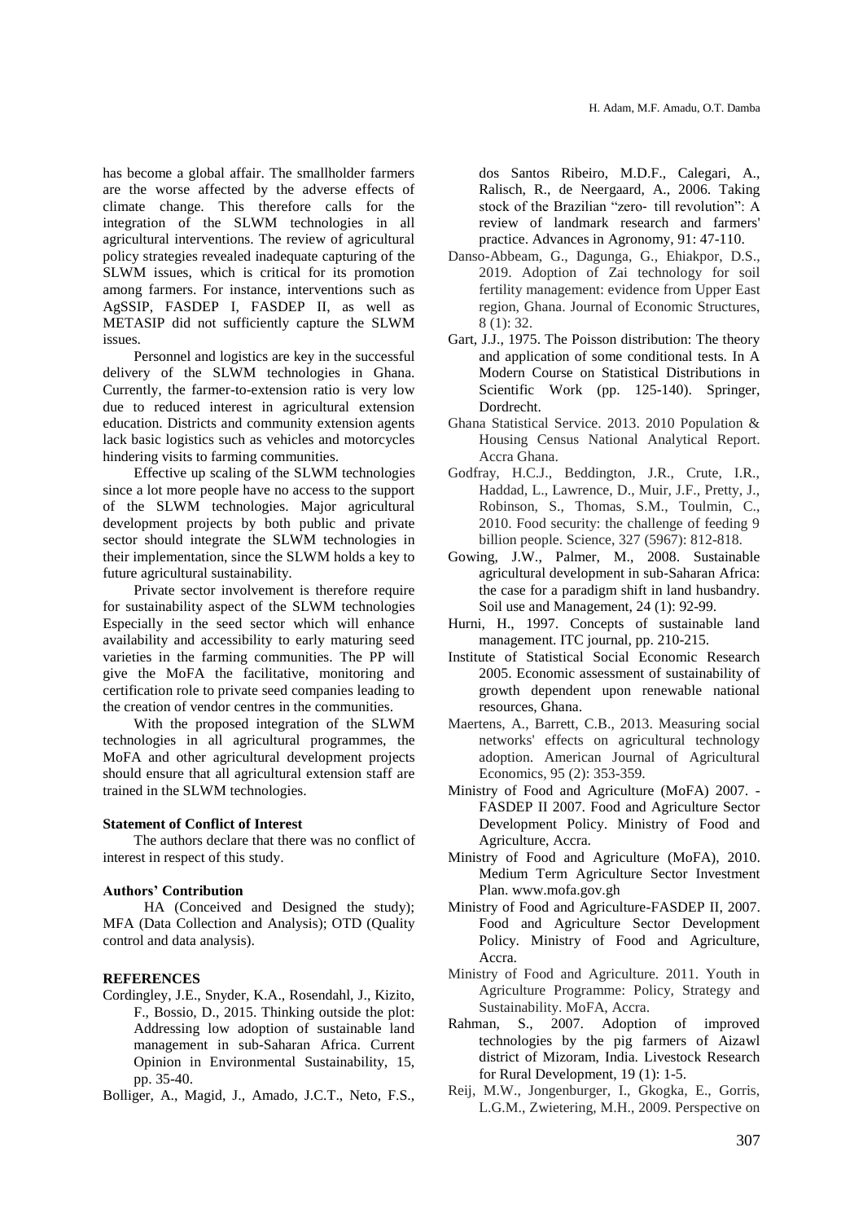has become a global affair. The smallholder farmers are the worse affected by the adverse effects of climate change. This therefore calls for the integration of the SLWM technologies in all agricultural interventions. The review of agricultural policy strategies revealed inadequate capturing of the SLWM issues, which is critical for its promotion among farmers. For instance, interventions such as AgSSIP, FASDEP I, FASDEP II, as well as METASIP did not sufficiently capture the SLWM issues.

Personnel and logistics are key in the successful delivery of the SLWM technologies in Ghana. Currently, the farmer-to-extension ratio is very low due to reduced interest in agricultural extension education. Districts and community extension agents lack basic logistics such as vehicles and motorcycles hindering visits to farming communities.

Effective up scaling of the SLWM technologies since a lot more people have no access to the support of the SLWM technologies. Major agricultural development projects by both public and private sector should integrate the SLWM technologies in their implementation, since the SLWM holds a key to future agricultural sustainability.

Private sector involvement is therefore require for sustainability aspect of the SLWM technologies Especially in the seed sector which will enhance availability and accessibility to early maturing seed varieties in the farming communities. The PP will give the MoFA the facilitative, monitoring and certification role to private seed companies leading to the creation of vendor centres in the communities.

With the proposed integration of the SLWM technologies in all agricultural programmes, the MoFA and other agricultural development projects should ensure that all agricultural extension staff are trained in the SLWM technologies.

**Statement of Conflict of Interest**

The authors declare that there was no conflict of interest in respect of this study.

**Authors' Contribution**

HA (Conceived and Designed the study); MFA (Data Collection and Analysis); OTD (Quality control and data analysis).

**REFERENCES**

Cordingley, J.E., Snyder, K.A., Rosendahl, J., Kizito, F., Bossio, D., 2015. Thinking outside the plot: Addressing low adoption of sustainable land management in sub-Saharan Africa. Current Opinion in Environmental Sustainability, 15, pp. 35-40.

Bolliger, A., Magid, J., Amado, J.C.T., Neto, F.S., dos Santos Ribeiro, M.D.F., Calegari, A., Ralisch, R., de Neergaard, A., 2006. Taking stock of the Brazilian "zero- till revolution": A review of landmark research and farmers' practice. Advances in Agronomy, 91: 47-110.

Danso-Abbeam, G., Dagunga, G., Ehiakpor, D.S., 2019. Adoption of Zai technology for soil fertility management: evidence from Upper East region, Ghana. Journal of Economic Structures, 8 (1): 32.

Gart, J.J., 1975. The Poisson distribution: The theory and application of some conditional tests. In A Modern Course on Statistical Distributions in Scientific Work (pp. 125-140). Springer, Dordrecht.

Ghana Statistical Service. 2013. 2010 Population & Housing Census National Analytical Report. Accra Ghana.

Godfray, H.C.J., Beddington, J.R., Crute, I.R., Haddad, L., Lawrence, D., Muir, J.F., Pretty, J., Robinson, S., Thomas, S.M., Toulmin, C., 2010. Food security: the challenge of feeding 9 billion people. Science, 327 (5967): 812-818.

Gowing, J.W., Palmer, M., 2008. Sustainable agricultural development in sub-Saharan Africa: the case for a paradigm shift in land husbandry. Soil use and Management, 24 (1): 92-99.

Hurni, H., 1997. Concepts of sustainable land management. ITC journal, pp. 210-215.

Institute of Statistical Social Economic Research 2005. Economic assessment of sustainability of growth dependent upon renewable national resources, Ghana.

Maertens, A., Barrett, C.B., 2013. Measuring social networks' effects on agricultural technology adoption. American Journal of Agricultural Economics, 95 (2): 353-359.

Ministry of Food and Agriculture (MoFA) 2007. - FASDEP II 2007. Food and Agriculture Sector Development Policy. Ministry of Food and Agriculture, Accra.

Ministry of Food and Agriculture (MoFA), 2010. Medium Term Agriculture Sector Investment Plan. www.mofa.gov.gh

Ministry of Food and Agriculture-FASDEP II, 2007. Food and Agriculture Sector Development Policy. Ministry of Food and Agriculture, Accra.

Ministry of Food and Agriculture. 2011. Youth in Agriculture Programme: Policy, Strategy and Sustainability. MoFA, Accra.

Rahman, S., 2007. Adoption of improved technologies by the pig farmers of Aizawl district of Mizoram, India. Livestock Research for Rural Development, 19 (1): 1-5.

Reij, M.W., Jongenburger, I., Gkogka, E., Gorris, L.G.M., Zwietering, M.H., 2009. Perspective on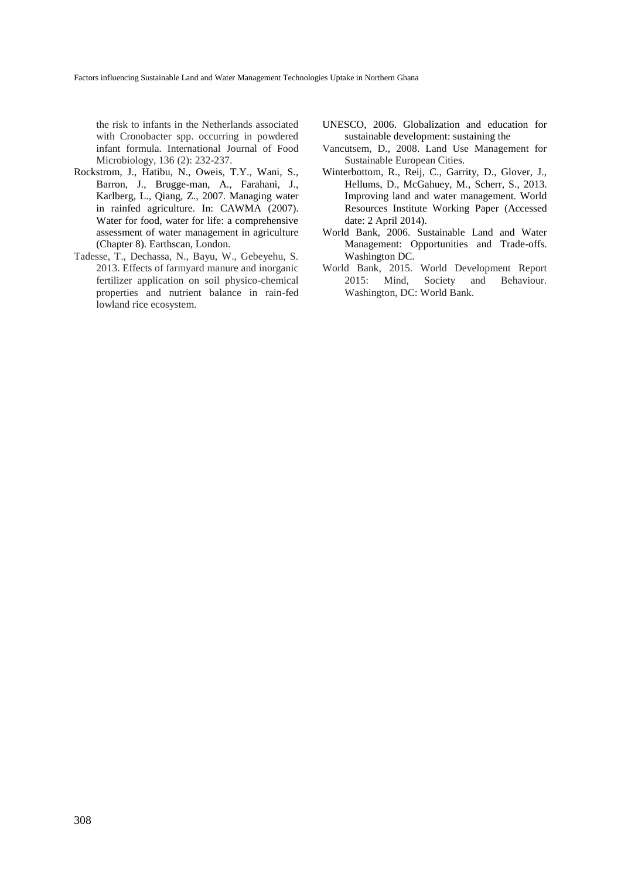the risk to infants in the Netherlands associated with Cronobacter spp. occurring in powdered infant formula. International Journal of Food Microbiology, 136 (2): 232-237.

Rockstrom, J., Hatibu, N., Oweis, T.Y., Wani, S., Barron, J., Brugge-man, A., Farahani, J., Karlberg, L., Qiang, Z., 2007. Managing water in rainfed agriculture. In: CAWMA (2007). Water for food, water for life: a comprehensive assessment of water management in agriculture (Chapter 8). Earthscan, London.

Tadesse, T., Dechassa, N., Bayu, W., Gebeyehu, S. 2013. Effects of farmyard manure and inorganic fertilizer application on soil physico-chemical properties and nutrient balance in rain-fed lowland rice ecosystem.

UNESCO, 2006. Globalization and education for sustainable development: sustaining the

Vancutsem, D., 2008. Land Use Management for Sustainable European Cities.

Winterbottom, R., Reij, C., Garrity, D., Glover, J., Hellums, D., McGahuey, M., Scherr, S., 2013. Improving land and water management. World Resources Institute Working Paper (Accessed date: 2 April 2014).

World Bank, 2006. Sustainable Land and Water Management: Opportunities and Trade-offs. Washington DC.

World Bank, 2015. World Development Report 2015: Mind, Society and Behaviour. Washington, DC: World Bank.